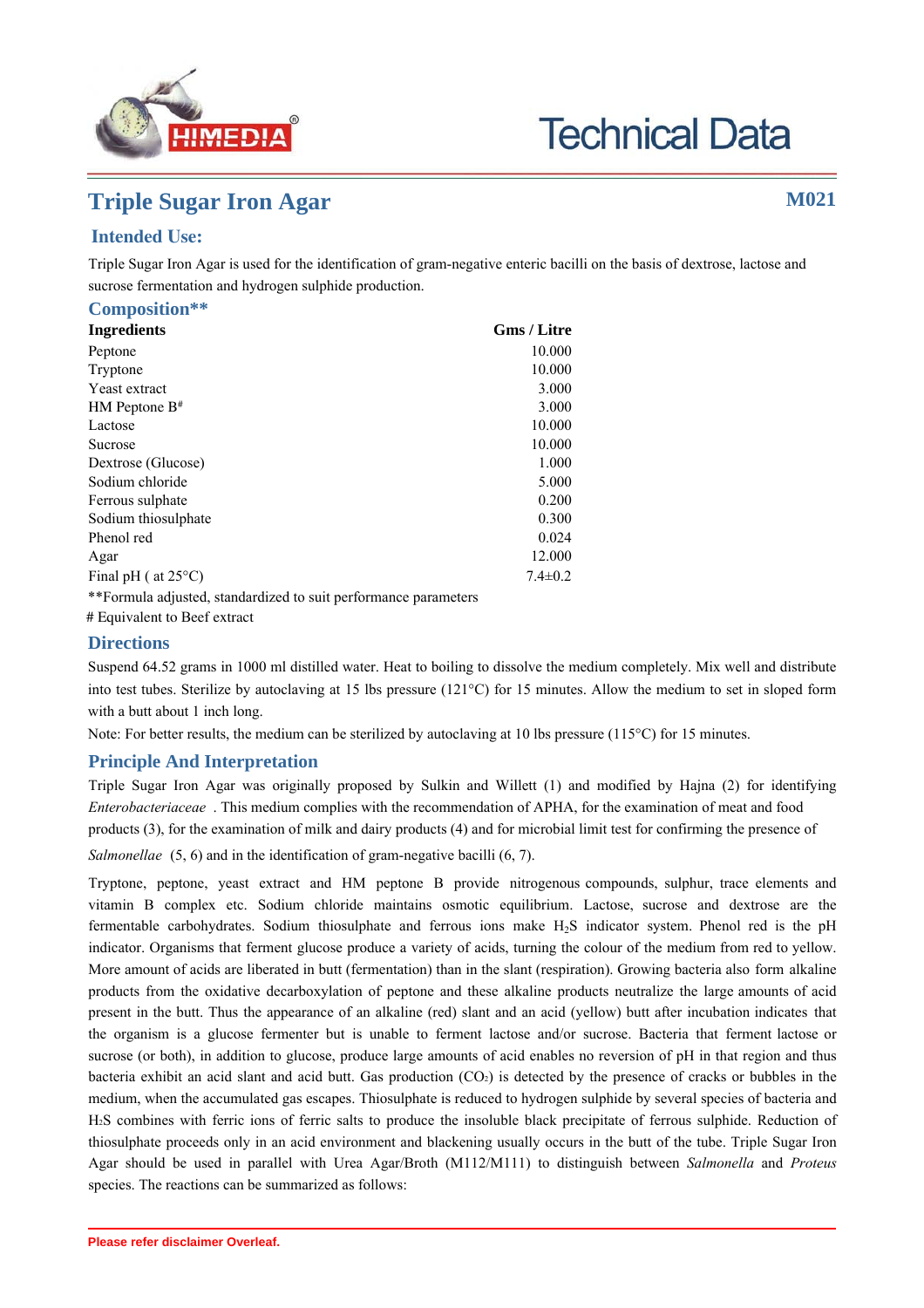# Technical Data

## Triple Sugar Iron Agar

**M021**

### Intended Use:

Triple Sugar Iron Agar is used for the identification of gram-negative enteric bacilli on the basis of dextrose, lactose and sucrose fermentation and hydrogen sulphide production.

### Composition**

| Ingredients | Gms / Litre |
|---|---|
| Peptone | 10.000 |
| Tryptone | 10.000 |
| Yeast extract | 3.000 |
| HM Peptone B# | 3.000 |
| Lactose | 10.000 |
| Sucrose | 10.000 |
| Dextrose (Glucose) | 1.000 |
| Sodium chloride | 5.000 |
| Ferrous sulphate | 0.200 |
| Sodium thiosulphate | 0.300 |
| Phenol red | 0.024 |
| Agar | 12.000 |
| Final pH ( at 25°C) | 7.4±0.2 |

**Formula adjusted, standardized to suit performance parameters

# Equivalent to Beef extract

### Directions

Suspend 64.52 grams in 1000 ml distilled water. Heat to boiling to dissolve the medium completely. Mix well and distribute into test tubes. Sterilize by autoclaving at 15 lbs pressure (121°C) for 15 minutes. Allow the medium to set in sloped form with a butt about 1 inch long.

Note: For better results, the medium can be sterilized by autoclaving at 10 lbs pressure (115°C) for 15 minutes.

### Principle And Interpretation

Triple Sugar Iron Agar was originally proposed by Sulkin and Willett (1) and modified by Hajna (2) for identifying *Enterobacteriaceae* . This medium complies with the recommendation of APHA, for the examination of meat and food products (3), for the examination of milk and dairy products (4) and for microbial limit test for confirming the presence of *Salmonellae* (5, 6) and in the identification of gram-negative bacilli (6, 7).

Tryptone, peptone, yeast extract and HM peptone B provide nitrogenous compounds, sulphur, trace elements and vitamin B complex etc. Sodium chloride maintains osmotic equilibrium. Lactose, sucrose and dextrose are the fermentable carbohydrates. Sodium thiosulphate and ferrous ions make $H_2S$ indicator system. Phenol red is the pH indicator. Organisms that ferment glucose produce a variety of acids, turning the colour of the medium from red to yellow. More amount of acids are liberated in butt (fermentation) than in the slant (respiration). Growing bacteria also form alkaline products from the oxidative decarboxylation of peptone and these alkaline products neutralize the large amounts of acid present in the butt. Thus the appearance of an alkaline (red) slant and an acid (yellow) butt after incubation indicates that the organism is a glucose fermenter but is unable to ferment lactose and/or sucrose. Bacteria that ferment lactose or sucrose (or both), in addition to glucose, produce large amounts of acid enables no reversion of pH in that region and thus bacteria exhibit an acid slant and acid butt. Gas production ($CO_2$) is detected by the presence of cracks or bubbles in the medium, when the accumulated gas escapes. Thiosulphate is reduced to hydrogen sulphide by several species of bacteria and $H_2S$ combines with ferric ions of ferric salts to produce the insoluble black precipitate of ferrous sulphide. Reduction of thiosulphate proceeds only in an acid environment and blackening usually occurs in the butt of the tube. Triple Sugar Iron Agar should be used in parallel with Urea Agar/Broth (M112/M111) to distinguish between *Salmonella* and *Proteus* species. The reactions can be summarized as follows:

Please refer disclaimer Overleaf.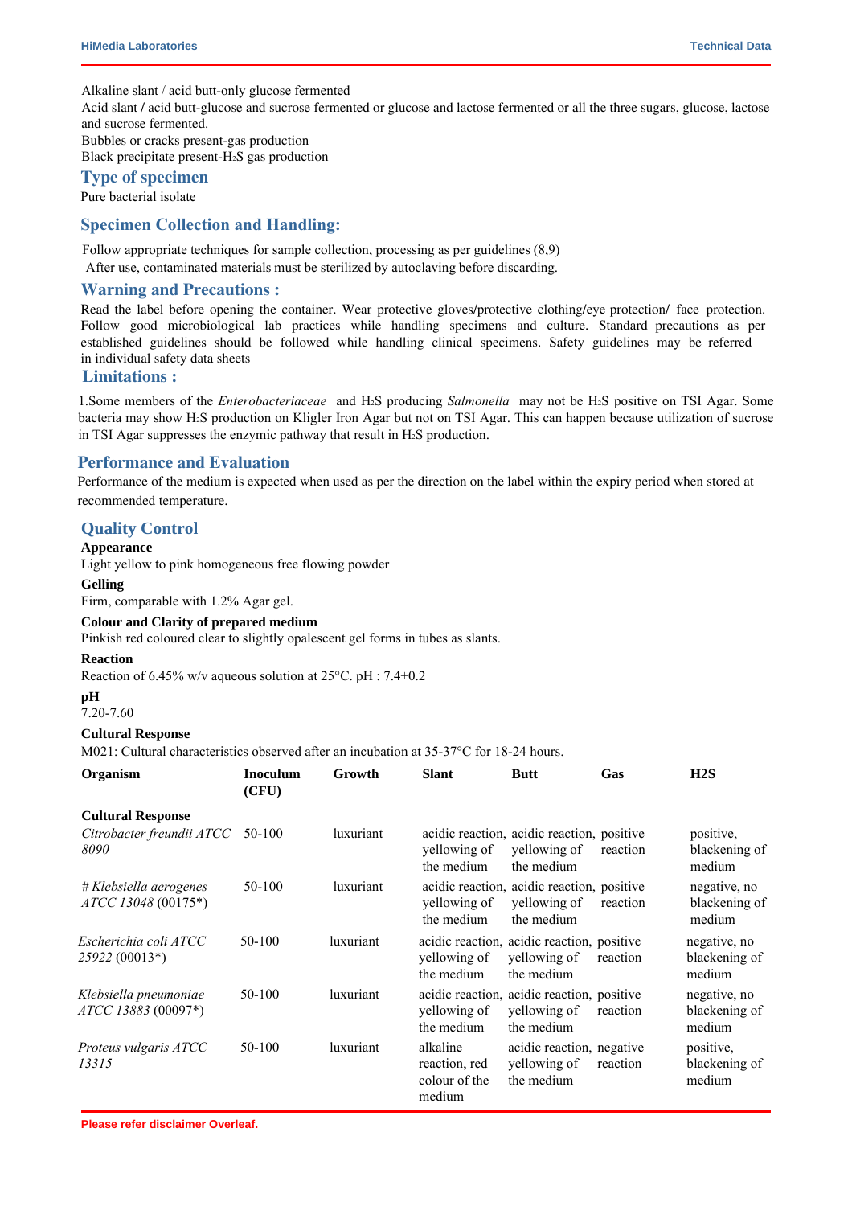Alkaline slant / acid butt-only glucose fermented

Acid slant / acid butt-glucose and sucrose fermented or glucose and lactose fermented or all the three sugars, glucose, lactose and sucrose fermented.

Bubbles or cracks present-gas production

Black precipitate present-$H_2S$ gas production

## Type of specimen

Pure bacterial isolate

## Specimen Collection and Handling:

Follow appropriate techniques for sample collection, processing as per guidelines (8,9)

After use, contaminated materials must be sterilized by autoclaving before discarding.

## Warning and Precautions :

Read the label before opening the container. Wear protective gloves/protective clothing/eye protection/ face protection. Follow good microbiological lab practices while handling specimens and culture. Standard precautions as per established guidelines should be followed while handling clinical specimens. Safety guidelines may be referred in individual safety data sheets

## Limitations :

1.Some members of the *Enterobacteriaceae* and $H_2S$ producing *Salmonella* may not be $H_2S$ positive on TSI Agar. Some bacteria may show $H_2S$ production on Kligler Iron Agar but not on TSI Agar. This can happen because utilization of sucrose in TSI Agar suppresses the enzymic pathway that result in $H_2S$ production.

## Performance and Evaluation

Performance of the medium is expected when used as per the direction on the label within the expiry period when stored at recommended temperature.

## Quality Control

**Appearance**

Light yellow to pink homogeneous free flowing powder

**Gelling**

Firm, comparable with 1.2% Agar gel.

**Colour and Clarity of prepared medium**

Pinkish red coloured clear to slightly opalescent gel forms in tubes as slants.

**Reaction**

Reaction of 6.45% w/v aqueous solution at 25°C. pH : 7.4±0.2

**pH**

7.20-7.60

**Cultural Response**

M021: Cultural characteristics observed after an incubation at 35-37°C for 18-24 hours.

| Organism | Inoculum (CFU) | Growth | Slant | Butt | Gas | H2S |
|---|---|---|---|---|---|---|
| **Cultural Response** | | | | | | |
| *Citrobacter freundii ATCC 8090* | 50-100 | luxuriant | acidic reaction, yellowing of the medium | acidic reaction, yellowing of the medium | positive reaction | positive, blackening of medium |
| # *Klebsiella aerogenes ATCC 13048* (00175*) | 50-100 | luxuriant | acidic reaction, yellowing of the medium | acidic reaction, yellowing of the medium | positive reaction | negative, no blackening of medium |
| *Escherichia coli ATCC 25922* (00013*) | 50-100 | luxuriant | acidic reaction, yellowing of the medium | acidic reaction, yellowing of the medium | positive reaction | negative, no blackening of medium |
| *Klebsiella pneumoniae ATCC 13883* (00097*) | 50-100 | luxuriant | acidic reaction, yellowing of the medium | acidic reaction, yellowing of the medium | positive reaction | negative, no blackening of medium |
| *Proteus vulgaris ATCC 13315* | 50-100 | luxuriant | alkaline reaction, red colour of the medium | acidic reaction, yellowing of the medium | negative reaction | positive, blackening of medium |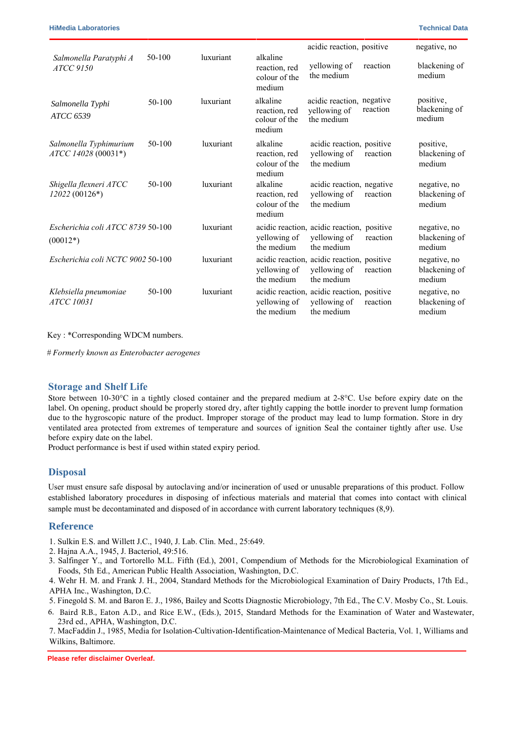| | | | | | | |
|---|---|---|---|---|---|---|
| *Salmonella Paratyphi A ATCC 9150* | 50-100 | luxuriant | alkaline reaction, red colour of the medium | acidic reaction, yellowing of the medium | positive reaction | negative, no blackening of medium |
| *Salmonella Typhi ATCC 6539* | 50-100 | luxuriant | alkaline reaction, red colour of the medium | acidic reaction, yellowing of the medium | negative reaction | positive, blackening of medium |
| *Salmonella Typhimurium ATCC 14028* (00031*) | 50-100 | luxuriant | alkaline reaction, red colour of the medium | acidic reaction, yellowing of the medium | positive reaction | positive, blackening of medium |
| *Shigella flexneri ATCC 12022* (00126*) | 50-100 | luxuriant | alkaline reaction, red colour of the medium | acidic reaction, yellowing of the medium | negative reaction | negative, no blackening of medium |
| *Escherichia coli ATCC 8739* (00012*) | 50-100 | luxuriant | acidic reaction, yellowing of the medium | acidic reaction, yellowing of the medium | positive reaction | negative, no blackening of medium |
| *Escherichia coli NCTC 9002* | 50-100 | luxuriant | acidic reaction, yellowing of the medium | acidic reaction, yellowing of the medium | positive reaction | negative, no blackening of medium |
| *Klebsiella pneumoniae ATCC 10031* | 50-100 | luxuriant | acidic reaction, yellowing of the medium | acidic reaction, yellowing of the medium | positive reaction | negative, no blackening of medium |

Key : *Corresponding WDCM numbers.

*# Formerly known as Enterobacter aerogenes*

## Storage and Shelf Life

Store between 10-30°C in a tightly closed container and the prepared medium at 2-8°C. Use before expiry date on the label. On opening, product should be properly stored dry, after tightly capping the bottle inorder to prevent lump formation due to the hygroscopic nature of the product. Improper storage of the product may lead to lump formation. Store in dry ventilated area protected from extremes of temperature and sources of ignition Seal the container tightly after use. Use before expiry date on the label.
Product performance is best if used within stated expiry period.

## Disposal

User must ensure safe disposal by autoclaving and/or incineration of used or unusable preparations of this product. Follow established laboratory procedures in disposing of infectious materials and material that comes into contact with clinical sample must be decontaminated and disposed of in accordance with current laboratory techniques (8,9).

## Reference

1. Sulkin E.S. and Willett J.C., 1940, J. Lab. Clin. Med., 25:649.
2. Hajna A.A., 1945, J. Bacteriol, 49:516.
3. Salfinger Y., and Tortorello M.L. Fifth (Ed.), 2001, Compendium of Methods for the Microbiological Examination of Foods, 5th Ed., American Public Health Association, Washington, D.C.
4. Wehr H. M. and Frank J. H., 2004, Standard Methods for the Microbiological Examination of Dairy Products, 17th Ed., APHA Inc., Washington, D.C.
5. Finegold S. M. and Baron E. J., 1986, Bailey and Scotts Diagnostic Microbiology, 7th Ed., The C.V. Mosby Co., St. Louis.
6. Baird R.B., Eaton A.D., and Rice E.W., (Eds.), 2015, Standard Methods for the Examination of Water and Wastewater, 23rd ed., APHA, Washington, D.C.
7. MacFaddin J., 1985, Media for Isolation-Cultivation-Identification-Maintenance of Medical Bacteria, Vol. 1, Williams and Wilkins, Baltimore.

**Please refer disclaimer Overleaf.**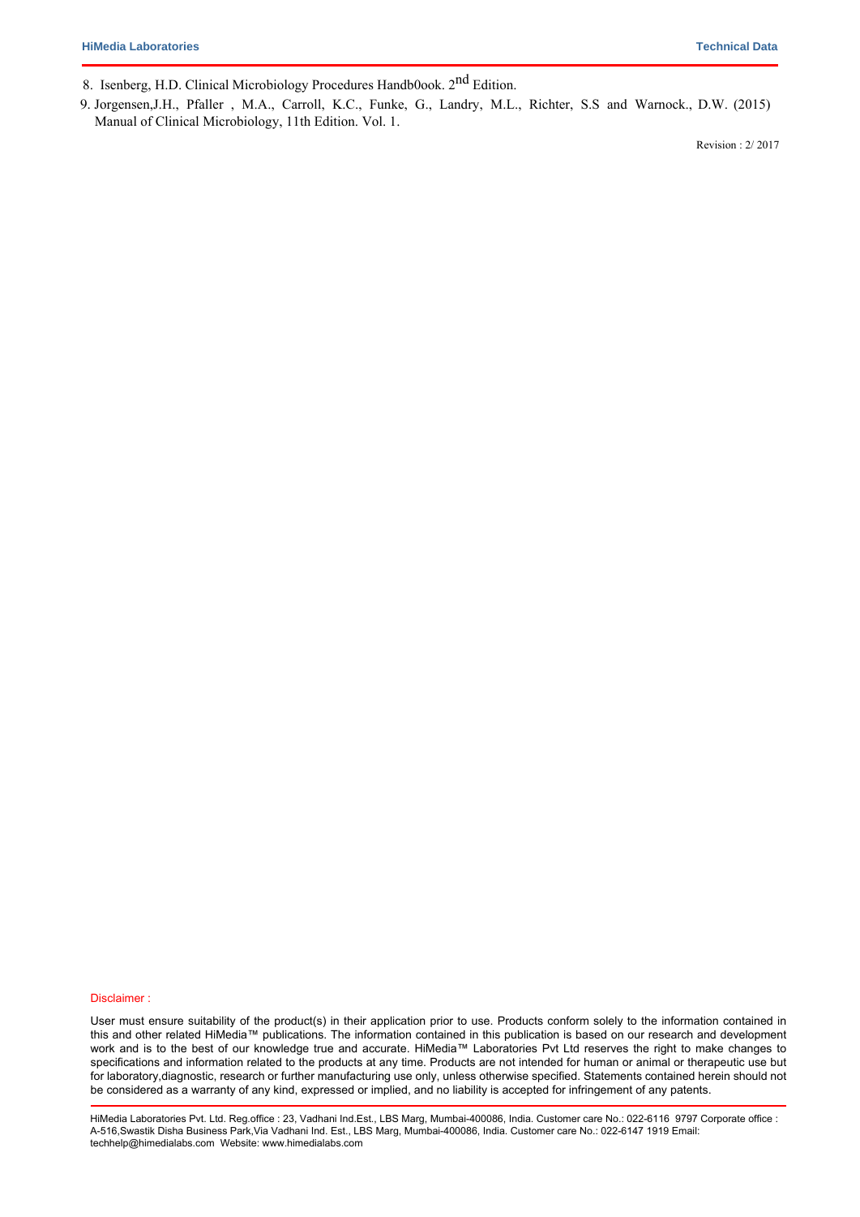8. Isenberg, H.D. Clinical Microbiology Procedures Handb0ook. 2nd Edition.
9. Jorgensen,J.H., Pfaller , M.A., Carroll, K.C., Funke, G., Landry, M.L., Richter, S.S and Warnock., D.W. (2015) Manual of Clinical Microbiology, 11th Edition. Vol. 1.

Revision : 2/ 2017

Disclaimer :

User must ensure suitability of the product(s) in their application prior to use. Products conform solely to the information contained in this and other related HiMedia™ publications. The information contained in this publication is based on our research and development work and is to the best of our knowledge true and accurate. HiMedia™ Laboratories Pvt Ltd reserves the right to make changes to specifications and information related to the products at any time. Products are not intended for human or animal or therapeutic use but for laboratory,diagnostic, research or further manufacturing use only, unless otherwise specified. Statements contained herein should not be considered as a warranty of any kind, expressed or implied, and no liability is accepted for infringement of any patents.

HiMedia Laboratories Pvt. Ltd. Reg.office : 23, Vadhani Ind.Est., LBS Marg, Mumbai-400086, India. Customer care No.: 022-6116 9797 Corporate office : A-516,Swastik Disha Business Park,Via Vadhani Ind. Est., LBS Marg, Mumbai-400086, India. Customer care No.: 022-6147 1919 Email: techhelp@himedialabs.com Website: www.himedialabs.com